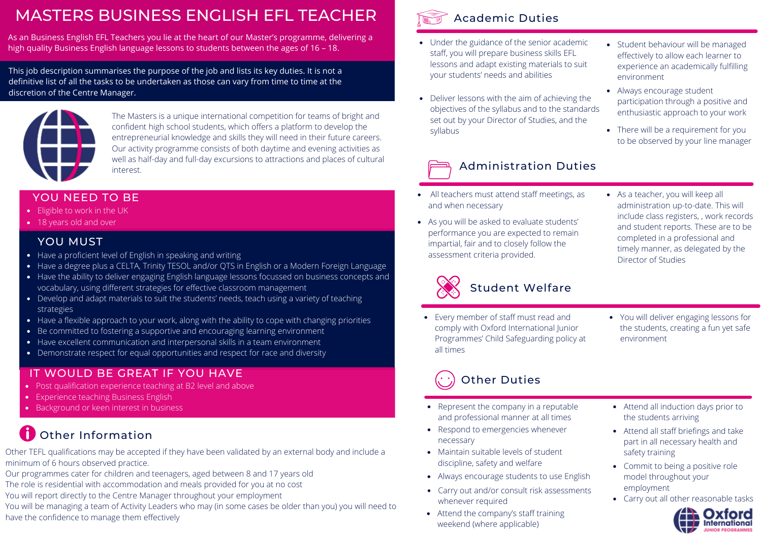# MASTERS BUSINESS ENGLISH EFL TEACHER

As an Business English EFL Teachers you lie at the heart of our Master's programme, delivering a high quality Business English language lessons to students between the ages of 16 – 18.

This job description summarises the purpose of the job and lists its key duties. It is not a definitive list of all the tasks to be undertaken as those can vary from time to time at the discretion of the Centre Manager.

The Masters is a unique international competition for teams of bright and confident high school students, which offers a platform to develop the entrepreneurial knowledge and skills they will need in their future careers. Our activity programme consists of both daytime and evening activities as well as half-day and full-day excursions to attractions and places of cultural interest.

## YOU NEED TO BE

- Eligible to work in the UK
- 18 years old and over

## YOU MUST

- Have a proficient level of English in speaking and writing
- Have a degree plus a CELTA, Trinity TESOL and/or QTS in English or a Modern Foreign Language
- Have the ability to deliver engaging English language lessons focussed on business concepts and vocabulary, using different strategies for effective classroom management
- Develop and adapt materials to suit the students' needs, teach using a variety of teaching strategies
- Have a flexible approach to your work, along with the ability to cope with changing priorities
- Be committed to fostering a supportive and encouraging learning environment
- Have excellent communication and interpersonal skills in a team environment
- Demonstrate respect for equal opportunities and respect for race and diversity

## IT WOULD BE GREAT IF YOU HAVE

- Post qualification experience teaching at B2 level and above
- Experience teaching Business English
- Background or keen interest in business

## Other Information

Other TEFL qualifications may be accepted if they have been validated by an external body and include a minimum of 6 hours observed practice.
Our programmes cater for children and teenagers, aged between 8 and 17 years old
The role is residential with accommodation and meals provided for you at no cost
You will report directly to the Centre Manager throughout your employment
You will be managing a team of Activity Leaders who may (in some cases be older than you) you will need to have the confidence to manage them effectively

## Academic Duties

- Under the guidance of the senior academic staff, you will prepare business skills EFL lessons and adapt existing materials to suit your students' needs and abilities
- Deliver lessons with the aim of achieving the objectives of the syllabus and to the standards set out by your Director of Studies, and the syllabus
- Student behaviour will be managed effectively to allow each learner to experience an academically fulfilling environment
- Always encourage student participation through a positive and enthusiastic approach to your work
- There will be a requirement for you to be observed by your line manager

## Administration Duties

- All teachers must attend staff meetings, as and when necessary
- As you will be asked to evaluate students' performance you are expected to remain impartial, fair and to closely follow the assessment criteria provided.
- As a teacher, you will keep all administration up-to-date. This will include class registers, , work records and student reports. These are to be completed in a professional and timely manner, as delegated by the Director of Studies

## Student Welfare

- Every member of staff must read and comply with Oxford International Junior Programmes' Child Safeguarding policy at all times
- You will deliver engaging lessons for the students, creating a fun yet safe environment

## Other Duties

- Represent the company in a reputable and professional manner at all times
- Respond to emergencies whenever necessary
- Maintain suitable levels of student discipline, safety and welfare
- Always encourage students to use English
- Carry out and/or consult risk assessments whenever required
- Attend the company's staff training weekend (where applicable)
- Attend all induction days prior to the students arriving
- Attend all staff briefings and take part in all necessary health and safety training
- Commit to being a positive role model throughout your employment
- Carry out all other reasonable tasks

Oxford International JUNIOR PROGRAMMES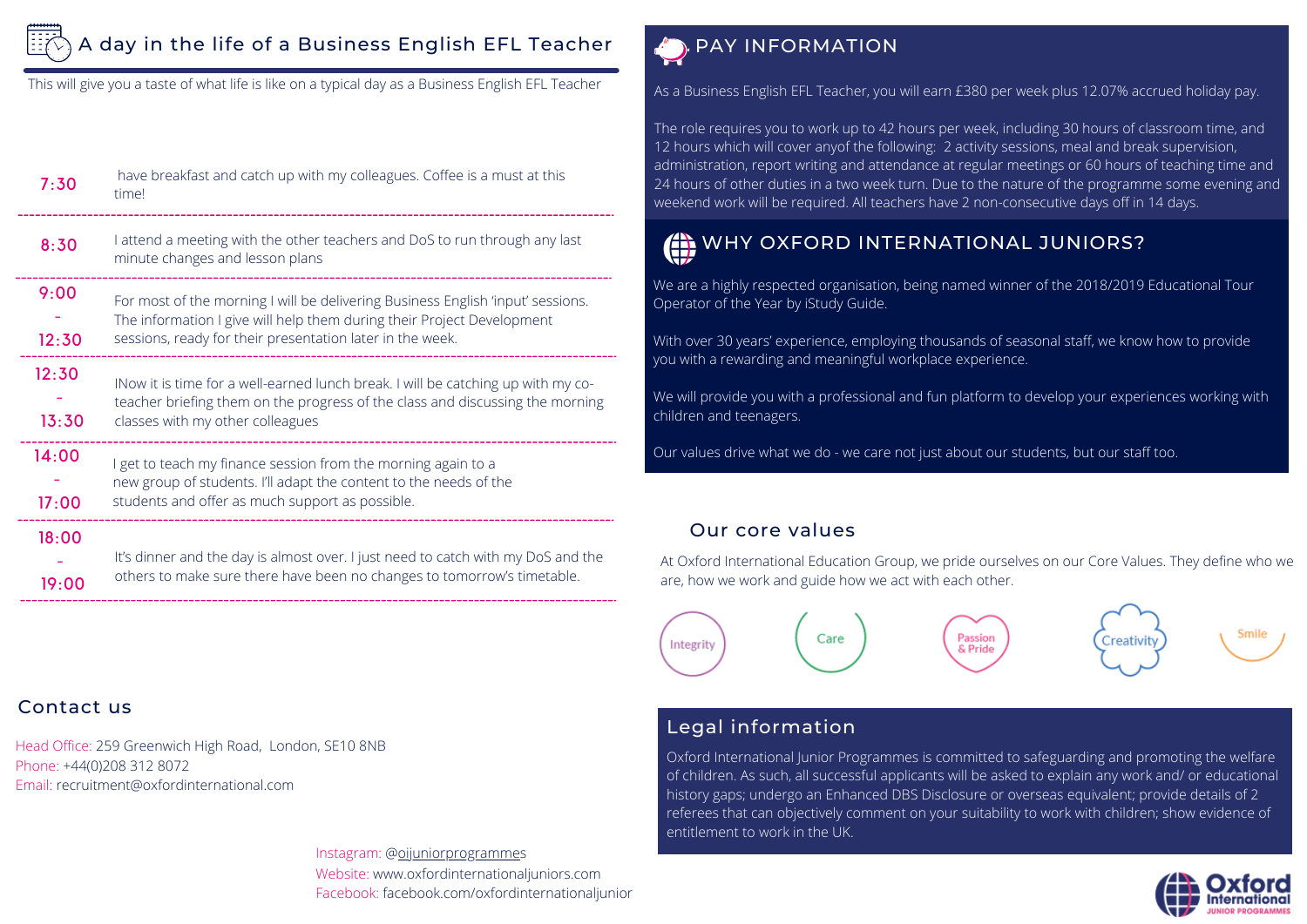## A day in the life of a Business English EFL Teacher

This will give you a taste of what life is like on a typical day as a Business English EFL Teacher

| | |
|---|---|
| 7:30 | have breakfast and catch up with my colleagues. Coffee is a must at this time! |
| 8:30 | I attend a meeting with the other teachers and DoS to run through any last minute changes and lesson plans |
| 9:00 - 12:30 | For most of the morning I will be delivering Business English 'input' sessions. The information I give will help them during their Project Development sessions, ready for their presentation later in the week. |
| 12:30 - 13:30 | INow it is time for a well-earned lunch break. I will be catching up with my co-teacher briefing them on the progress of the class and discussing the morning classes with my other colleagues |
| 14:00 - 17:00 | I get to teach my finance session from the morning again to a new group of students. I'll adapt the content to the needs of the students and offer as much support as possible. |
| 18:00 - 19:00 | It's dinner and the day is almost over. I just need to catch with my DoS and the others to make sure there have been no changes to tomorrow's timetable. |

## Contact us

Head Office: 259 Greenwich High Road, London, SE10 8NB
Phone: +44(0)208 312 8072
Email: recruitment@oxfordinternational.com

Instagram: @oijuniorprogrammes
Website: www.oxfordinternationaljuniors.com
Facebook: facebook.com/oxfordinternationaljunior

## PAY INFORMATION

As a Business English EFL Teacher, you will earn £380 per week plus 12.07% accrued holiday pay.

The role requires you to work up to 42 hours per week, including 30 hours of classroom time, and 12 hours which will cover anyof the following: 2 activity sessions, meal and break supervision, administration, report writing and attendance at regular meetings or 60 hours of teaching time and 24 hours of other duties in a two week turn. Due to the nature of the programme some evening and weekend work will be required. All teachers have 2 non-consecutive days off in 14 days.

## WHY OXFORD INTERNATIONAL JUNIORS?

We are a highly respected organisation, being named winner of the 2018/2019 Educational Tour Operator of the Year by iStudy Guide.

With over 30 years' experience, employing thousands of seasonal staff, we know how to provide you with a rewarding and meaningful workplace experience.

We will provide you with a professional and fun platform to develop your experiences working with children and teenagers.

Our values drive what we do - we care not just about our students, but our staff too.

## Our core values

At Oxford International Education Group, we pride ourselves on our Core Values. They define who we are, how we work and guide how we act with each other.

Integrity
Care
Passion & Pride
Creativity
Smile

## Legal information

Oxford International Junior Programmes is committed to safeguarding and promoting the welfare of children. As such, all successful applicants will be asked to explain any work and/ or educational history gaps; undergo an Enhanced DBS Disclosure or overseas equivalent; provide details of 2 referees that can objectively comment on your suitability to work with children; show evidence of entitlement to work in the UK.

Oxford International JUNIOR PROGRAMMES